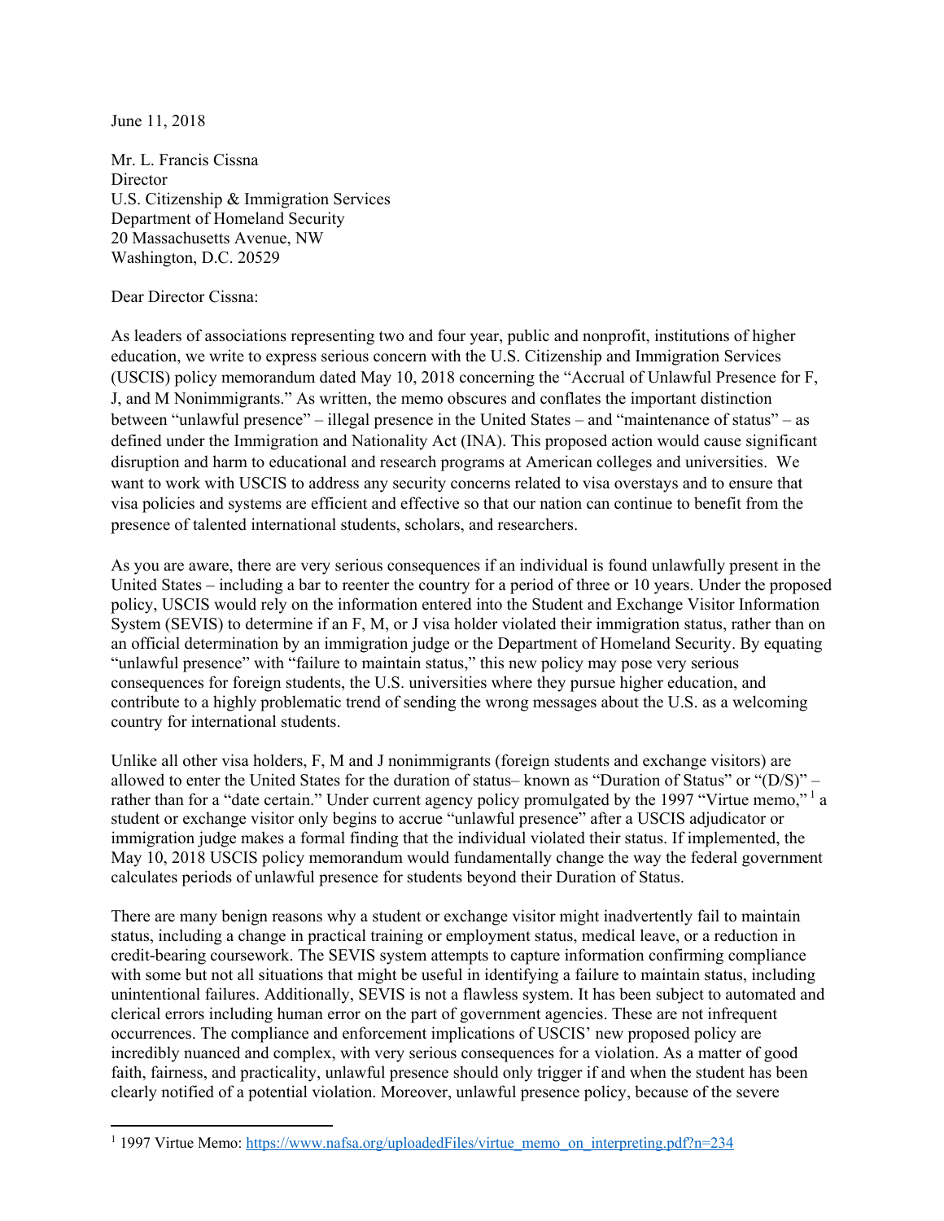June 11, 2018

Mr. L. Francis Cissna
Director
U.S. Citizenship & Immigration Services
Department of Homeland Security
20 Massachusetts Avenue, NW
Washington, D.C. 20529

Dear Director Cissna:

As leaders of associations representing two and four year, public and nonprofit, institutions of higher education, we write to express serious concern with the U.S. Citizenship and Immigration Services (USCIS) policy memorandum dated May 10, 2018 concerning the "Accrual of Unlawful Presence for F, J, and M Nonimmigrants." As written, the memo obscures and conflates the important distinction between "unlawful presence" – illegal presence in the United States – and "maintenance of status" – as defined under the Immigration and Nationality Act (INA). This proposed action would cause significant disruption and harm to educational and research programs at American colleges and universities. We want to work with USCIS to address any security concerns related to visa overstays and to ensure that visa policies and systems are efficient and effective so that our nation can continue to benefit from the presence of talented international students, scholars, and researchers.

As you are aware, there are very serious consequences if an individual is found unlawfully present in the United States – including a bar to reenter the country for a period of three or 10 years. Under the proposed policy, USCIS would rely on the information entered into the Student and Exchange Visitor Information System (SEVIS) to determine if an F, M, or J visa holder violated their immigration status, rather than on an official determination by an immigration judge or the Department of Homeland Security. By equating "unlawful presence" with "failure to maintain status," this new policy may pose very serious consequences for foreign students, the U.S. universities where they pursue higher education, and contribute to a highly problematic trend of sending the wrong messages about the U.S. as a welcoming country for international students.

Unlike all other visa holders, F, M and J nonimmigrants (foreign students and exchange visitors) are allowed to enter the United States for the duration of status– known as "Duration of Status" or "(D/S)" – rather than for a "date certain." Under current agency policy promulgated by the 1997 "Virtue memo,"[1] a student or exchange visitor only begins to accrue "unlawful presence" after a USCIS adjudicator or immigration judge makes a formal finding that the individual violated their status. If implemented, the May 10, 2018 USCIS policy memorandum would fundamentally change the way the federal government calculates periods of unlawful presence for students beyond their Duration of Status.

There are many benign reasons why a student or exchange visitor might inadvertently fail to maintain status, including a change in practical training or employment status, medical leave, or a reduction in credit-bearing coursework. The SEVIS system attempts to capture information confirming compliance with some but not all situations that might be useful in identifying a failure to maintain status, including unintentional failures. Additionally, SEVIS is not a flawless system. It has been subject to automated and clerical errors including human error on the part of government agencies. These are not infrequent occurrences. The compliance and enforcement implications of USCIS' new proposed policy are incredibly nuanced and complex, with very serious consequences for a violation. As a matter of good faith, fairness, and practicality, unlawful presence should only trigger if and when the student has been clearly notified of a potential violation. Moreover, unlawful presence policy, because of the severe

[1] 1997 Virtue Memo: https://www.nafsa.org/uploadedFiles/virtue_memo_on_interpreting.pdf?n=234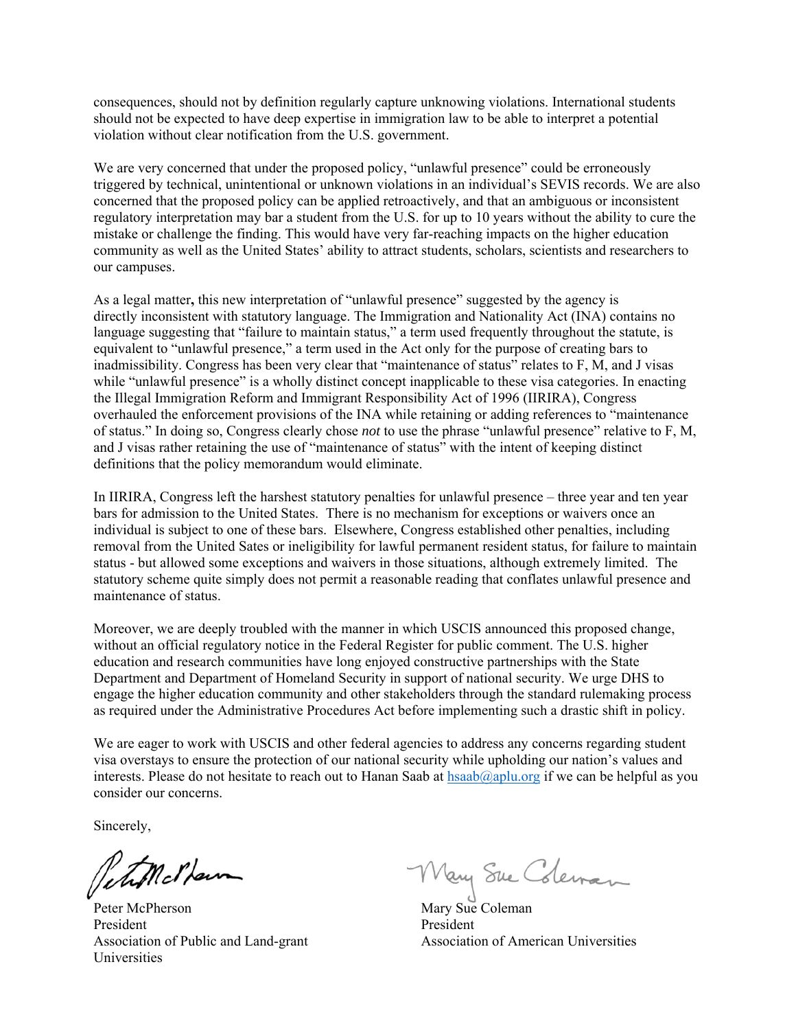consequences, should not by definition regularly capture unknowing violations. International students should not be expected to have deep expertise in immigration law to be able to interpret a potential violation without clear notification from the U.S. government.

We are very concerned that under the proposed policy, "unlawful presence" could be erroneously triggered by technical, unintentional or unknown violations in an individual's SEVIS records. We are also concerned that the proposed policy can be applied retroactively, and that an ambiguous or inconsistent regulatory interpretation may bar a student from the U.S. for up to 10 years without the ability to cure the mistake or challenge the finding. This would have very far-reaching impacts on the higher education community as well as the United States' ability to attract students, scholars, scientists and researchers to our campuses.

As a legal matter**,** this new interpretation of "unlawful presence" suggested by the agency is directly inconsistent with statutory language. The Immigration and Nationality Act (INA) contains no language suggesting that "failure to maintain status," a term used frequently throughout the statute, is equivalent to "unlawful presence," a term used in the Act only for the purpose of creating bars to inadmissibility. Congress has been very clear that "maintenance of status" relates to F, M, and J visas while "unlawful presence" is a wholly distinct concept inapplicable to these visa categories. In enacting the Illegal Immigration Reform and Immigrant Responsibility Act of 1996 (IIRIRA), Congress overhauled the enforcement provisions of the INA while retaining or adding references to "maintenance of status." In doing so, Congress clearly chose *not* to use the phrase "unlawful presence" relative to F, M, and J visas rather retaining the use of "maintenance of status" with the intent of keeping distinct definitions that the policy memorandum would eliminate.

In IIRIRA, Congress left the harshest statutory penalties for unlawful presence – three year and ten year bars for admission to the United States. There is no mechanism for exceptions or waivers once an individual is subject to one of these bars. Elsewhere, Congress established other penalties, including removal from the United Sates or ineligibility for lawful permanent resident status, for failure to maintain status - but allowed some exceptions and waivers in those situations, although extremely limited. The statutory scheme quite simply does not permit a reasonable reading that conflates unlawful presence and maintenance of status.

Moreover, we are deeply troubled with the manner in which USCIS announced this proposed change, without an official regulatory notice in the Federal Register for public comment. The U.S. higher education and research communities have long enjoyed constructive partnerships with the State Department and Department of Homeland Security in support of national security. We urge DHS to engage the higher education community and other stakeholders through the standard rulemaking process as required under the Administrative Procedures Act before implementing such a drastic shift in policy.

We are eager to work with USCIS and other federal agencies to address any concerns regarding student visa overstays to ensure the protection of our national security while upholding our nation's values and interests. Please do not hesitate to reach out to Hanan Saab at hsaab@aplu.org if we can be helpful as you consider our concerns.

Sincerely,

Peter McPherson
President
Association of Public and Land-grant Universities

Mary Sue Coleman
President
Association of American Universities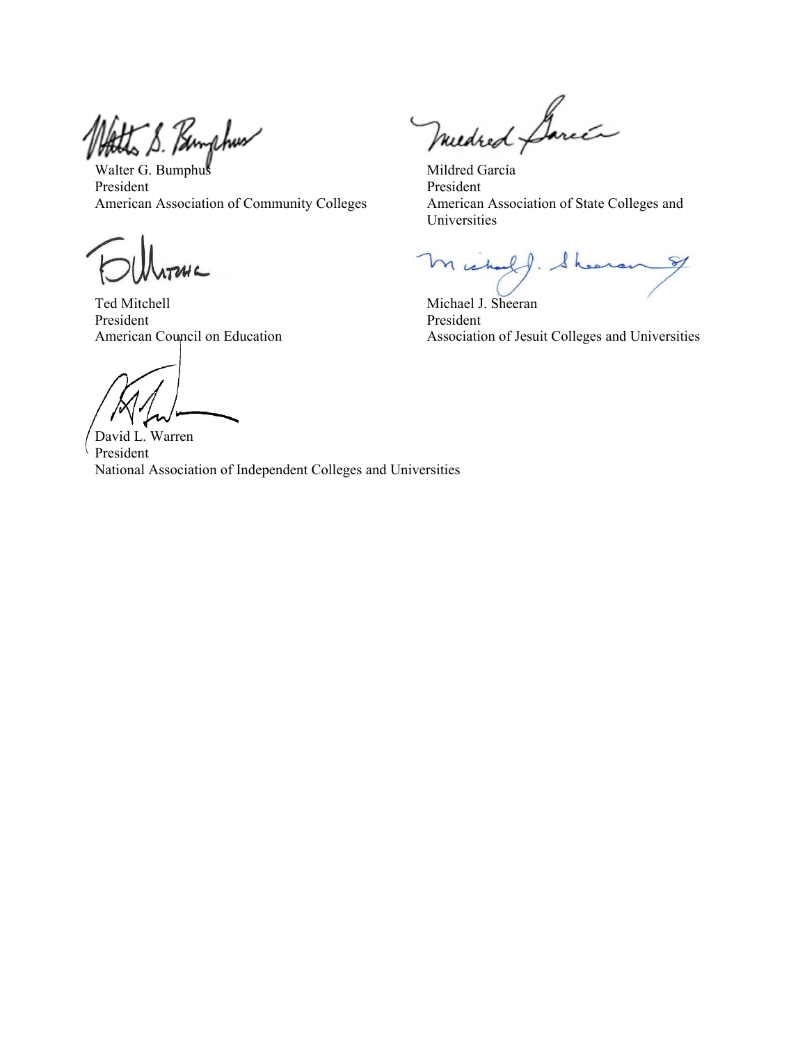Walter G. Bumphus
President
American Association of Community Colleges

Mildred García
President
American Association of State Colleges and Universities

Ted Mitchell
President
American Council on Education

Michael J. Sheeran
President
Association of Jesuit Colleges and Universities

David L. Warren
President
National Association of Independent Colleges and Universities